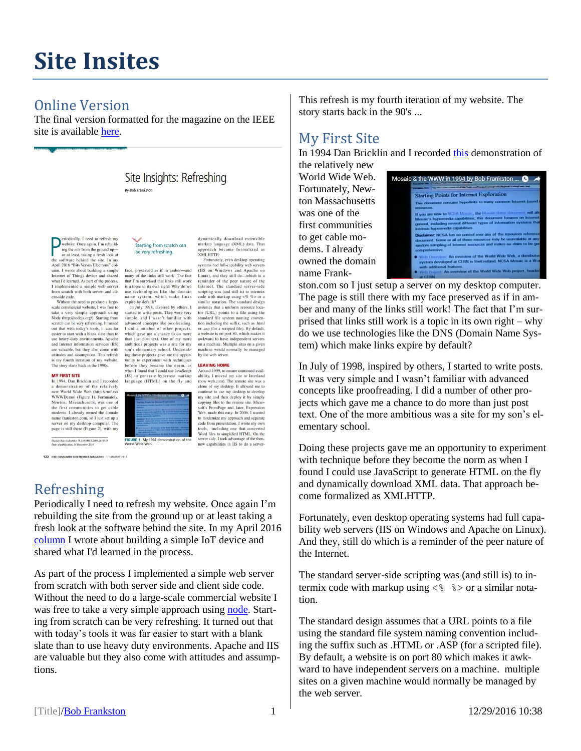# Site Insites

## Online Version

The final version formatted for the magazine on the IEEE site is available here.

## Refreshing

Periodically I need to refresh my website. Once again I'm rebuilding the site from the ground up or at least taking a fresh look at the software behind the site. In my April 2016 column I wrote about building a simple IoT device and shared what I'd learned in the process.

As part of the process I implemented a simple web server from scratch with both server side and client side code. Without the need to do a large-scale commercial website I was free to take a very simple approach using node. Starting from scratch can be very refreshing. It turned out that with today's tools it was far easier to start with a blank slate than to use heavy duty environments. Apache and IIS are valuable but they also come with attitudes and assumptions.

This refresh is my fourth iteration of my website. The story starts back in the 90's ...

## My First Site

In 1994 Dan Bricklin and I recorded this demonstration of the relatively new World Wide Web. Fortunately, Newton Massachusetts was one of the first communities to get cable modems. I already owned the domain name Frankston.com so I just setup a server on my desktop computer. The page is still there with my face preserved as if in amber and many of the links still work! The fact that I'm surprised that links still work is a topic in its own right – why do we use technologies like the DNS (Domain Name System) which make links expire by default?

In July of 1998, inspired by others, I started to write posts. It was very simple and I wasn't familiar with advanced concepts like proofreading. I did a number of other projects which gave me a chance to do more than just post text. One of the more ambitious was a site for my son's elementary school.

Doing these projects gave me an opportunity to experiment with technique before they become the norm as when I found I could use JavaScript to generate HTML on the fly and dynamically download XML data. That approach become formalized as XMLHTTP.

Fortunately, even desktop operating systems had full capability web servers (IIS on Windows and Apache on Linux). And they, still do which is a reminder of the peer nature of the Internet.

The standard server-side scripting was (and still is) to intermix code with markup using <% %> or a similar notation.

The standard design assumes that a URL points to a file using the standard file system naming convention including the suffix such as .HTML or .ASP (for a scripted file). By default, a website is on port 80 which makes it awkward to have independent servers on a machine. multiple sites on a given machine would normally be managed by the web server.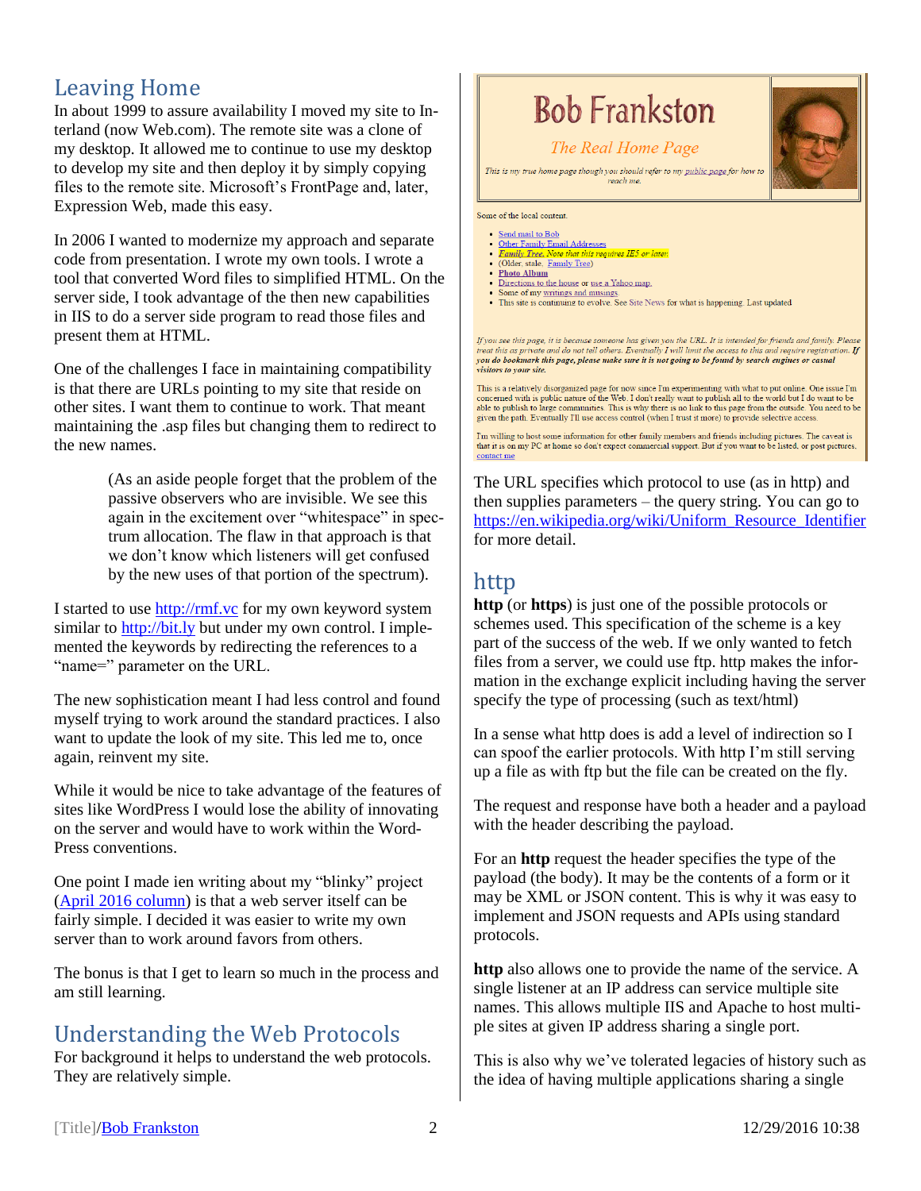## Leaving Home

In about 1999 to assure availability I moved my site to Interland (now Web.com). The remote site was a clone of my desktop. It allowed me to continue to use my desktop to develop my site and then deploy it by simply copying files to the remote site. Microsoft's FrontPage and, later, Expression Web, made this easy.

In 2006 I wanted to modernize my approach and separate code from presentation. I wrote my own tools. I wrote a tool that converted Word files to simplified HTML. On the server side, I took advantage of the then new capabilities in IIS to do a server side program to read those files and present them at HTML.

One of the challenges I face in maintaining compatibility is that there are URLs pointing to my site that reside on other sites. I want them to continue to work. That meant maintaining the .asp files but changing them to redirect to the new names.

> (As an aside people forget that the problem of the passive observers who are invisible. We see this again in the excitement over "whitespace" in spectrum allocation. The flaw in that approach is that we don't know which listeners will get confused by the new uses of that portion of the spectrum).

I started to use http://rmf.vc for my own keyword system similar to http://bit.ly but under my own control. I implemented the keywords by redirecting the references to a "name=" parameter on the URL.

The new sophistication meant I had less control and found myself trying to work around the standard practices. I also want to update the look of my site. This led me to, once again, reinvent my site.

While it would be nice to take advantage of the features of sites like WordPress I would lose the ability of innovating on the server and would have to work within the WordPress conventions.

One point I made ien writing about my "blinky" project (April 2016 column) is that a web server itself can be fairly simple. I decided it was easier to write my own server than to work around favors from others.

The bonus is that I get to learn so much in the process and am still learning.

## Understanding the Web Protocols

For background it helps to understand the web protocols. They are relatively simple.

The URL specifies which protocol to use (as in http) and then supplies parameters – the query string. You can go to https://en.wikipedia.org/wiki/Uniform_Resource_Identifier for more detail.

## http

**http** (or **https**) is just one of the possible protocols or schemes used. This specification of the scheme is a key part of the success of the web. If we only wanted to fetch files from a server, we could use ftp. http makes the information in the exchange explicit including having the server specify the type of processing (such as text/html)

In a sense what http does is add a level of indirection so I can spoof the earlier protocols. With http I'm still serving up a file as with ftp but the file can be created on the fly.

The request and response have both a header and a payload with the header describing the payload.

For an **http** request the header specifies the type of the payload (the body). It may be the contents of a form or it may be XML or JSON content. This is why it was easy to implement and JSON requests and APIs using standard protocols.

**http** also allows one to provide the name of the service. A single listener at an IP address can service multiple site names. This allows multiple IIS and Apache to host multiple sites at given IP address sharing a single port.

This is also why we've tolerated legacies of history such as the idea of having multiple applications sharing a single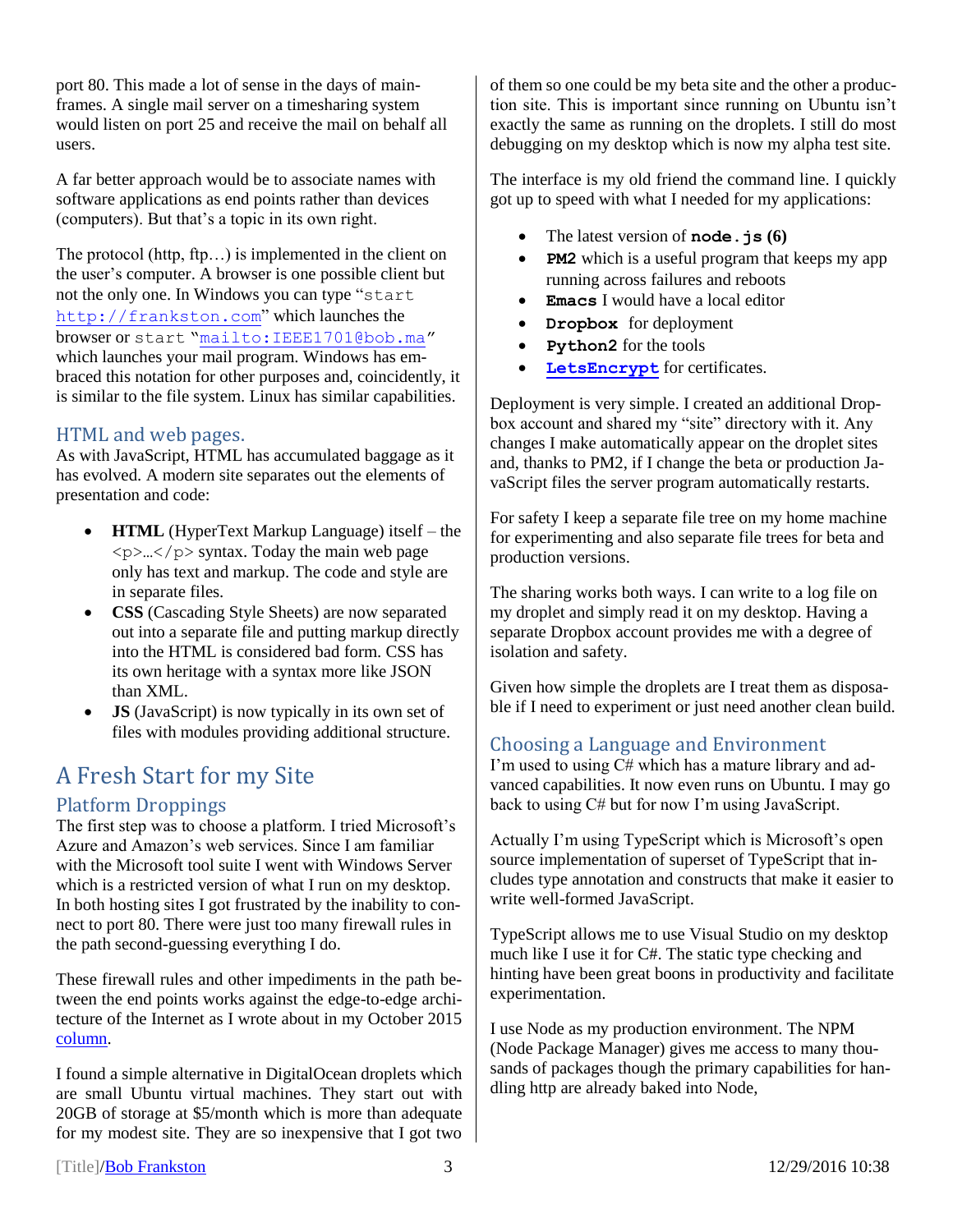port 80. This made a lot of sense in the days of mainframes. A single mail server on a timesharing system would listen on port 25 and receive the mail on behalf all users.

A far better approach would be to associate names with software applications as end points rather than devices (computers). But that's a topic in its own right.

The protocol (http, ftp…) is implemented in the client on the user's computer. A browser is one possible client but not the only one. In Windows you can type "`start http://frankston.com`" which launches the browser or `start` "`mailto:IEEE1701@bob.ma`" which launches your mail program. Windows has embraced this notation for other purposes and, coincidently, it is similar to the file system. Linux has similar capabilities.

### HTML and web pages.

As with JavaScript, HTML has accumulated baggage as it has evolved. A modern site separates out the elements of presentation and code:

- **HTML** (HyperText Markup Language) itself – the `<p>…</p>` syntax. Today the main web page only has text and markup. The code and style are in separate files.
- **CSS** (Cascading Style Sheets) are now separated out into a separate file and putting markup directly into the HTML is considered bad form. CSS has its own heritage with a syntax more like JSON than XML.
- **JS** (JavaScript) is now typically in its own set of files with modules providing additional structure.

## A Fresh Start for my Site

### Platform Droppings

The first step was to choose a platform. I tried Microsoft's Azure and Amazon's web services. Since I am familiar with the Microsoft tool suite I went with Windows Server which is a restricted version of what I run on my desktop. In both hosting sites I got frustrated by the inability to connect to port 80. There were just too many firewall rules in the path second-guessing everything I do.

These firewall rules and other impediments in the path between the end points works against the edge-to-edge architecture of the Internet as I wrote about in my October 2015 column.

I found a simple alternative in DigitalOcean droplets which are small Ubuntu virtual machines. They start out with 20GB of storage at $5/month which is more than adequate for my modest site. They are so inexpensive that I got two of them so one could be my beta site and the other a production site. This is important since running on Ubuntu isn't exactly the same as running on the droplets. I still do most debugging on my desktop which is now my alpha test site.

The interface is my old friend the command line. I quickly got up to speed with what I needed for my applications:

- The latest version of **`node.js`** **(6)**
- **`PM2`** which is a useful program that keeps my app running across failures and reboots
- **`Emacs`** I would have a local editor
- **`Dropbox`** for deployment
- **`Python2`** for the tools
- **`LetsEncrypt`** for certificates.

Deployment is very simple. I created an additional Dropbox account and shared my "site" directory with it. Any changes I make automatically appear on the droplet sites and, thanks to PM2, if I change the beta or production JavaScript files the server program automatically restarts.

For safety I keep a separate file tree on my home machine for experimenting and also separate file trees for beta and production versions.

The sharing works both ways. I can write to a log file on my droplet and simply read it on my desktop. Having a separate Dropbox account provides me with a degree of isolation and safety.

Given how simple the droplets are I treat them as disposable if I need to experiment or just need another clean build.

### Choosing a Language and Environment

I'm used to using C# which has a mature library and advanced capabilities. It now even runs on Ubuntu. I may go back to using C# but for now I'm using JavaScript.

Actually I'm using TypeScript which is Microsoft's open source implementation of superset of TypeScript that includes type annotation and constructs that make it easier to write well-formed JavaScript.

TypeScript allows me to use Visual Studio on my desktop much like I use it for C#. The static type checking and hinting have been great boons in productivity and facilitate experimentation.

I use Node as my production environment. The NPM (Node Package Manager) gives me access to many thousands of packages though the primary capabilities for handling http are already baked into Node,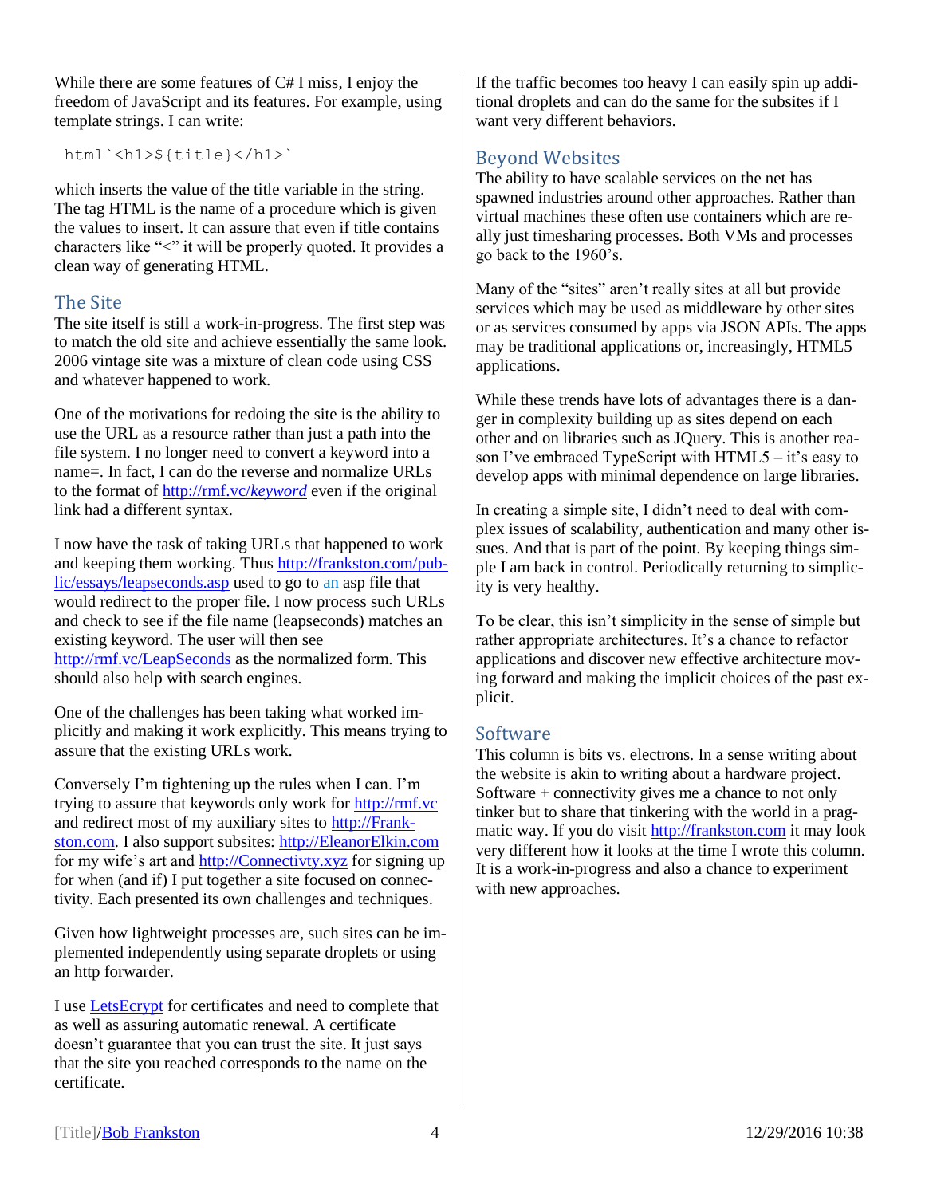While there are some features of C# I miss, I enjoy the freedom of JavaScript and its features. For example, using template strings. I can write:

```
html`<h1>${title}</h1>`
```

which inserts the value of the title variable in the string. The tag HTML is the name of a procedure which is given the values to insert. It can assure that even if title contains characters like "<" it will be properly quoted. It provides a clean way of generating HTML.

## The Site

The site itself is still a work-in-progress. The first step was to match the old site and achieve essentially the same look. 2006 vintage site was a mixture of clean code using CSS and whatever happened to work.

One of the motivations for redoing the site is the ability to use the URL as a resource rather than just a path into the file system. I no longer need to convert a keyword into a name=. In fact, I can do the reverse and normalize URLs to the format of http://rmf.vc/*keyword* even if the original link had a different syntax.

I now have the task of taking URLs that happened to work and keeping them working. Thus http://frankston.com/public/essays/leapseconds.asp used to go to an asp file that would redirect to the proper file. I now process such URLs and check to see if the file name (leapseconds) matches an existing keyword. The user will then see http://rmf.vc/LeapSeconds as the normalized form. This should also help with search engines.

One of the challenges has been taking what worked implicitly and making it work explicitly. This means trying to assure that the existing URLs work.

Conversely I'm tightening up the rules when I can. I'm trying to assure that keywords only work for http://rmf.vc and redirect most of my auxiliary sites to http://Frankston.com. I also support subsites: http://EleanorElkin.com for my wife's art and http://Connectivty.xyz for signing up for when (and if) I put together a site focused on connectivity. Each presented its own challenges and techniques.

Given how lightweight processes are, such sites can be implemented independently using separate droplets or using an http forwarder.

I use LetsEcrypt for certificates and need to complete that as well as assuring automatic renewal. A certificate doesn't guarantee that you can trust the site. It just says that the site you reached corresponds to the name on the certificate.

If the traffic becomes too heavy I can easily spin up additional droplets and can do the same for the subsites if I want very different behaviors.

## Beyond Websites

The ability to have scalable services on the net has spawned industries around other approaches. Rather than virtual machines these often use containers which are really just timesharing processes. Both VMs and processes go back to the 1960's.

Many of the "sites" aren't really sites at all but provide services which may be used as middleware by other sites or as services consumed by apps via JSON APIs. The apps may be traditional applications or, increasingly, HTML5 applications.

While these trends have lots of advantages there is a danger in complexity building up as sites depend on each other and on libraries such as JQuery. This is another reason I've embraced TypeScript with HTML5 – it's easy to develop apps with minimal dependence on large libraries.

In creating a simple site, I didn't need to deal with complex issues of scalability, authentication and many other issues. And that is part of the point. By keeping things simple I am back in control. Periodically returning to simplicity is very healthy.

To be clear, this isn't simplicity in the sense of simple but rather appropriate architectures. It's a chance to refactor applications and discover new effective architecture moving forward and making the implicit choices of the past explicit.

## Software

This column is bits vs. electrons. In a sense writing about the website is akin to writing about a hardware project. Software + connectivity gives me a chance to not only tinker but to share that tinkering with the world in a pragmatic way. If you do visit http://frankston.com it may look very different how it looks at the time I wrote this column. It is a work-in-progress and also a chance to experiment with new approaches.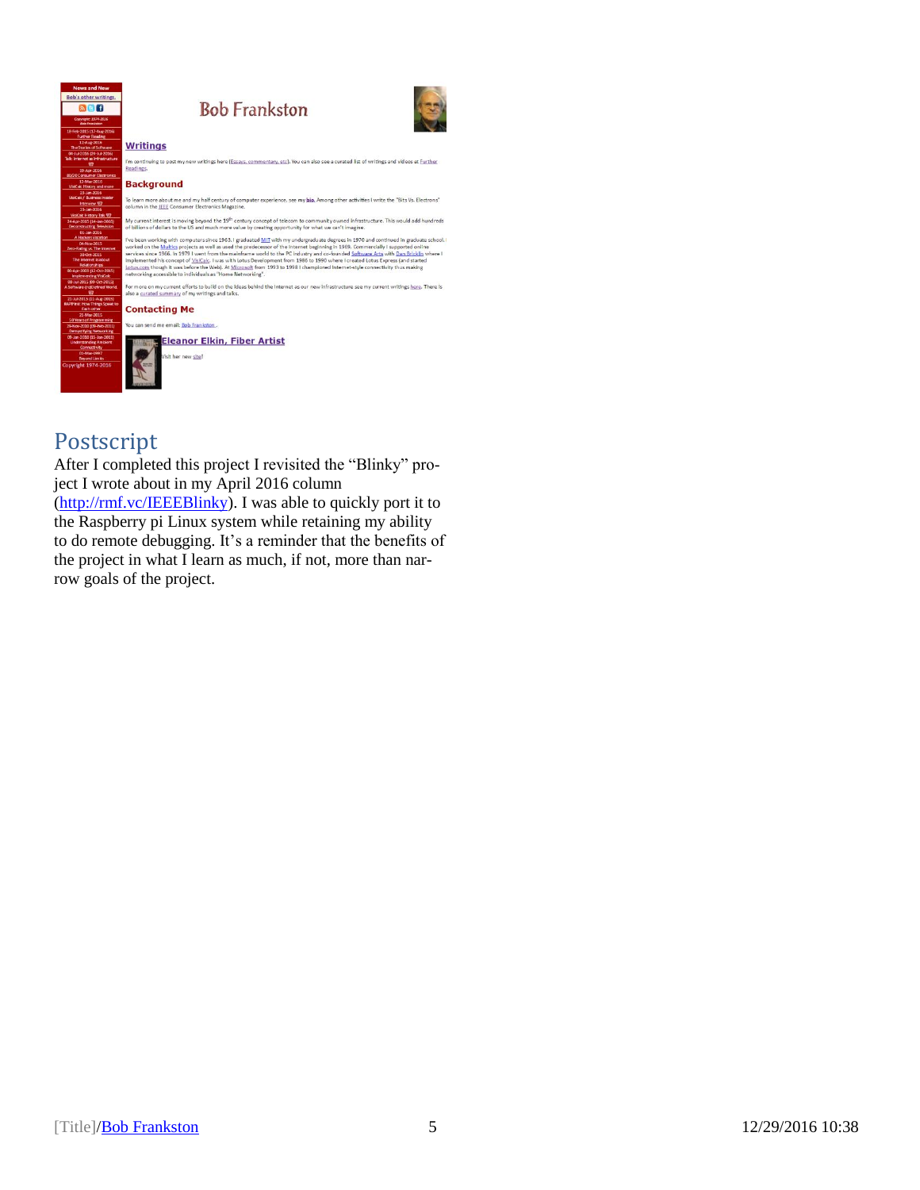## Postscript

After I completed this project I revisited the "Blinky" project I wrote about in my April 2016 column (http://rmf.vc/IEEEBlinky). I was able to quickly port it to the Raspberry pi Linux system while retaining my ability to do remote debugging. It's a reminder that the benefits of the project in what I learn as much, if not, more than narrow goals of the project.